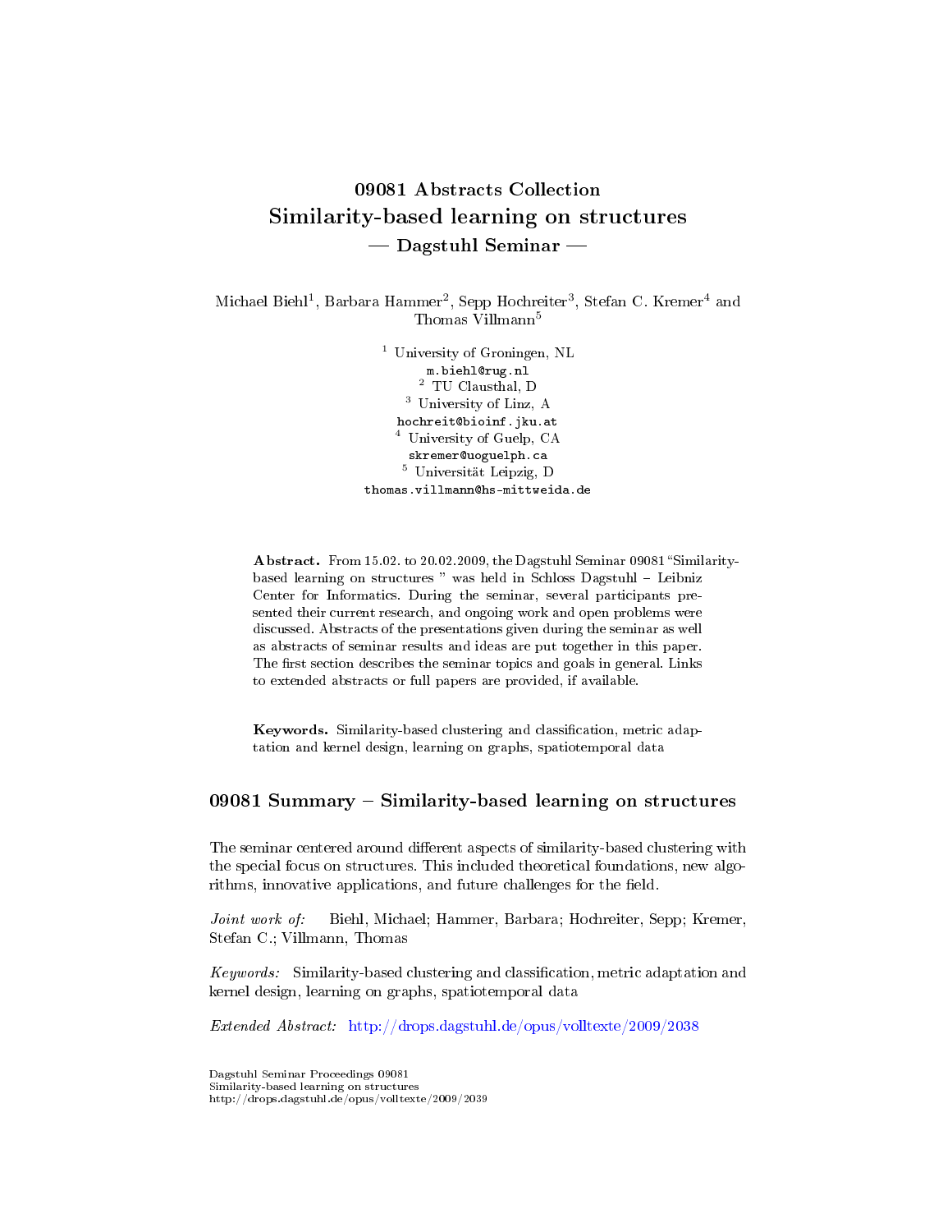# 09081 Abstracts Collection
# Similarity-based learning on structures
## — Dagstuhl Seminar —

Michael Biehl[1], Barbara Hammer[2], Sepp Hochreiter[3], Stefan C. Kremer[4] and Thomas Villmann[5]

[1] University of Groningen, NL
m.biehl@rug.nl
[2] TU Clausthal, D
[3] University of Linz, A
hochreit@bioinf.jku.at
[4] University of Guelp, CA
skremer@uoguelph.ca
[5] Universität Leipzig, D
thomas.villmann@hs-mittweida.de

**Abstract.** From 15.02. to 20.02.2009, the Dagstuhl Seminar 09081 "Similarity-based learning on structures " was held in Schloss Dagstuhl – Leibniz Center for Informatics. During the seminar, several participants presented their current research, and ongoing work and open problems were discussed. Abstracts of the presentations given during the seminar as well as abstracts of seminar results and ideas are put together in this paper. The first section describes the seminar topics and goals in general. Links to extended abstracts or full papers are provided, if available.

**Keywords.** Similarity-based clustering and classification, metric adaptation and kernel design, learning on graphs, spatiotemporal data

## 09081 Summary – Similarity-based learning on structures

The seminar centered around different aspects of similarity-based clustering with the special focus on structures. This included theoretical foundations, new algorithms, innovative applications, and future challenges for the field.

*Joint work of:* Biehl, Michael; Hammer, Barbara; Hochreiter, Sepp; Kremer, Stefan C.; Villmann, Thomas

*Keywords:* Similarity-based clustering and classification, metric adaptation and kernel design, learning on graphs, spatiotemporal data

*Extended Abstract:* http://drops.dagstuhl.de/opus/volltexte/2009/2038

Dagstuhl Seminar Proceedings 09081
Similarity-based learning on structures
http://drops.dagstuhl.de/opus/volltexte/2009/2039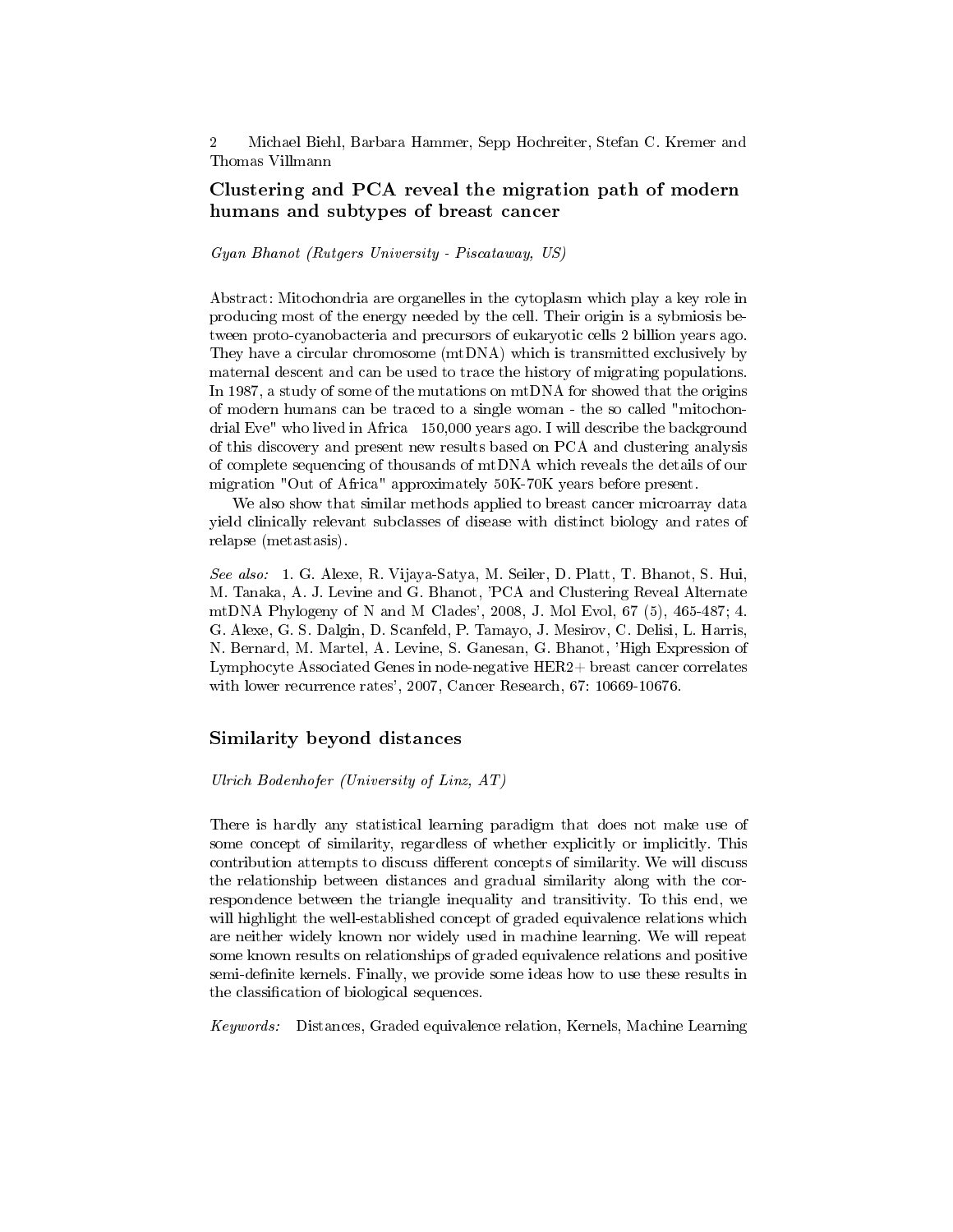## Clustering and PCA reveal the migration path of modern humans and subtypes of breast cancer

*Gyan Bhanot (Rutgers University - Piscataway, US)*

Abstract: Mitochondria are organelles in the cytoplasm which play a key role in producing most of the energy needed by the cell. Their origin is a sybmiosis between proto-cyanobacteria and precursors of eukaryotic cells 2 billion years ago. They have a circular chromosome (mtDNA) which is transmitted exclusively by maternal descent and can be used to trace the history of migrating populations. In 1987, a study of some of the mutations on mtDNA for showed that the origins of modern humans can be traced to a single woman - the so called "mitochondrial Eve" who lived in Africa 150,000 years ago. I will describe the background of this discovery and present new results based on PCA and clustering analysis of complete sequencing of thousands of mtDNA which reveals the details of our migration "Out of Africa" approximately 50K-70K years before present.

We also show that similar methods applied to breast cancer microarray data yield clinically relevant subclasses of disease with distinct biology and rates of relapse (metastasis).

*See also:* 1. G. Alexe, R. Vijaya-Satya, M. Seiler, D. Platt, T. Bhanot, S. Hui, M. Tanaka, A. J. Levine and G. Bhanot, 'PCA and Clustering Reveal Alternate mtDNA Phylogeny of N and M Clades', 2008, J. Mol Evol, 67 (5), 465-487; 4. G. Alexe, G. S. Dalgin, D. Scanfeld, P. Tamayo, J. Mesirov, C. Delisi, L. Harris, N. Bernard, M. Martel, A. Levine, S. Ganesan, G. Bhanot, 'High Expression of Lymphocyte Associated Genes in node-negative HER2+ breast cancer correlates with lower recurrence rates', 2007, Cancer Research, 67: 10669-10676.

## Similarity beyond distances

*Ulrich Bodenhofer (University of Linz, AT)*

There is hardly any statistical learning paradigm that does not make use of some concept of similarity, regardless of whether explicitly or implicitly. This contribution attempts to discuss different concepts of similarity. We will discuss the relationship between distances and gradual similarity along with the correspondence between the triangle inequality and transitivity. To this end, we will highlight the well-established concept of graded equivalence relations which are neither widely known nor widely used in machine learning. We will repeat some known results on relationships of graded equivalence relations and positive semi-definite kernels. Finally, we provide some ideas how to use these results in the classification of biological sequences.

*Keywords:* Distances, Graded equivalence relation, Kernels, Machine Learning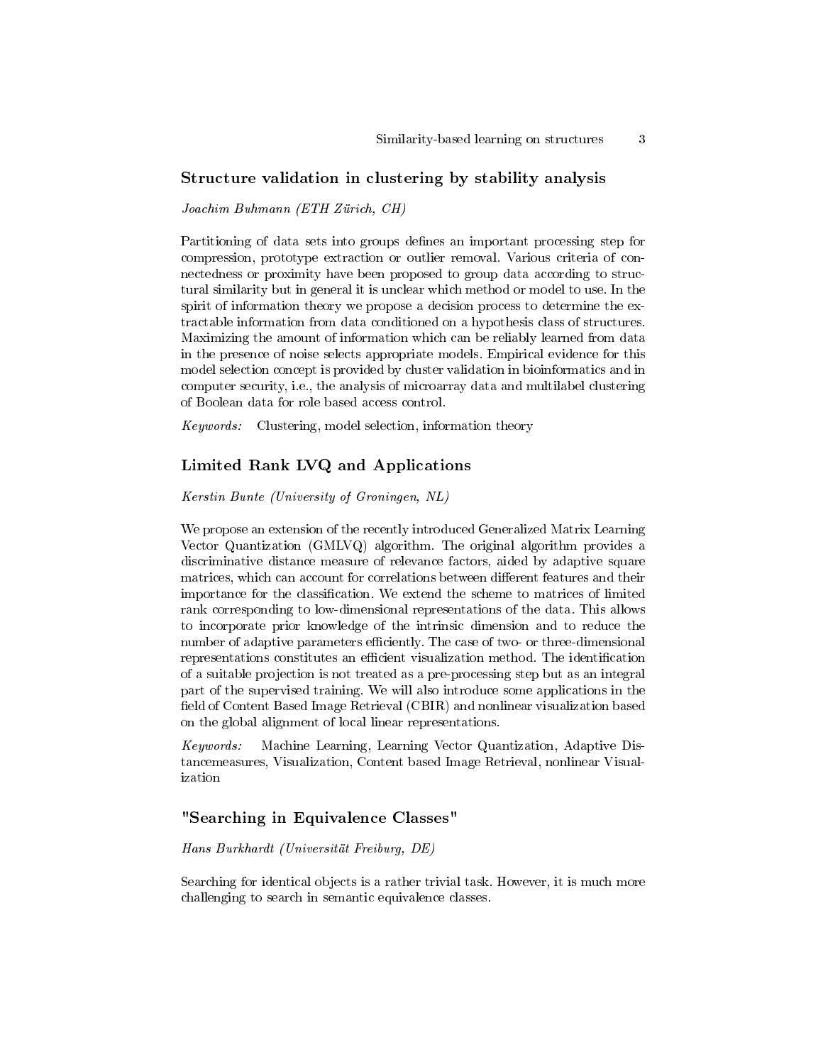## Structure validation in clustering by stability analysis

*Joachim Buhmann (ETH Zürich, CH)*

Partitioning of data sets into groups defines an important processing step for compression, prototype extraction or outlier removal. Various criteria of connectedness or proximity have been proposed to group data according to structural similarity but in general it is unclear which method or model to use. In the spirit of information theory we propose a decision process to determine the extractable information from data conditioned on a hypothesis class of structures. Maximizing the amount of information which can be reliably learned from data in the presence of noise selects appropriate models. Empirical evidence for this model selection concept is provided by cluster validation in bioinformatics and in computer security, i.e., the analysis of microarray data and multilabel clustering of Boolean data for role based access control.

*Keywords:* Clustering, model selection, information theory

## Limited Rank LVQ and Applications

*Kerstin Bunte (University of Groningen, NL)*

We propose an extension of the recently introduced Generalized Matrix Learning Vector Quantization (GMLVQ) algorithm. The original algorithm provides a discriminative distance measure of relevance factors, aided by adaptive square matrices, which can account for correlations between different features and their importance for the classification. We extend the scheme to matrices of limited rank corresponding to low-dimensional representations of the data. This allows to incorporate prior knowledge of the intrinsic dimension and to reduce the number of adaptive parameters efficiently. The case of two- or three-dimensional representations constitutes an efficient visualization method. The identification of a suitable projection is not treated as a pre-processing step but as an integral part of the supervised training. We will also introduce some applications in the field of Content Based Image Retrieval (CBIR) and nonlinear visualization based on the global alignment of local linear representations.

*Keywords:* Machine Learning, Learning Vector Quantization, Adaptive Distancemeasures, Visualization, Content based Image Retrieval, nonlinear Visualization

## "Searching in Equivalence Classes"

*Hans Burkhardt (Universität Freiburg, DE)*

Searching for identical objects is a rather trivial task. However, it is much more challenging to search in semantic equivalence classes.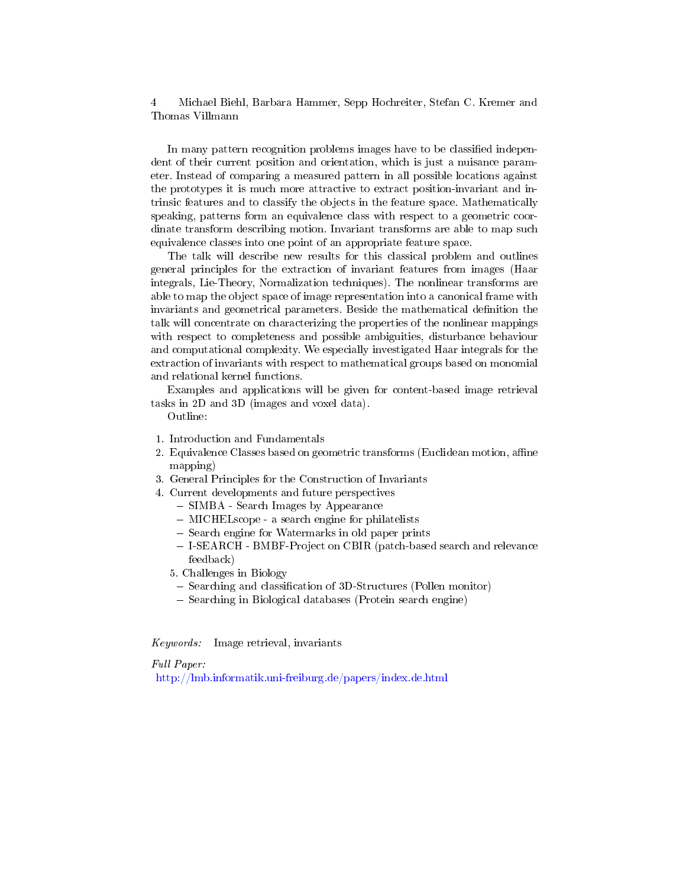In many pattern recognition problems images have to be classified independent of their current position and orientation, which is just a nuisance parameter. Instead of comparing a measured pattern in all possible locations against the prototypes it is much more attractive to extract position-invariant and intrinsic features and to classify the objects in the feature space. Mathematically speaking, patterns form an equivalence class with respect to a geometric coordinate transform describing motion. Invariant transforms are able to map such equivalence classes into one point of an appropriate feature space.

The talk will describe new results for this classical problem and outlines general principles for the extraction of invariant features from images (Haar integrals, Lie-Theory, Normalization techniques). The nonlinear transforms are able to map the object space of image representation into a canonical frame with invariants and geometrical parameters. Beside the mathematical definition the talk will concentrate on characterizing the properties of the nonlinear mappings with respect to completeness and possible ambiguities, disturbance behaviour and computational complexity. We especially investigated Haar integrals for the extraction of invariants with respect to mathematical groups based on monomial and relational kernel functions.

Examples and applications will be given for content-based image retrieval tasks in 2D and 3D (images and voxel data).

Outline:

1. Introduction and Fundamentals
2. Equivalence Classes based on geometric transforms (Euclidean motion, affine mapping)
3. General Principles for the Construction of Invariants
4. Current developments and future perspectives
   - SIMBA - Search Images by Appearance
   - MICHELscope - a search engine for philatelists
   - Search engine for Watermarks in old paper prints
   - I-SEARCH - BMBF-Project on CBIR (patch-based search and relevance feedback)
5. Challenges in Biology
   - Searching and classification of 3D-Structures (Pollen monitor)
   - Searching in Biological databases (Protein search engine)

*Keywords:* Image retrieval, invariants

*Full Paper:*
http://lmb.informatik.uni-freiburg.de/papers/index.de.html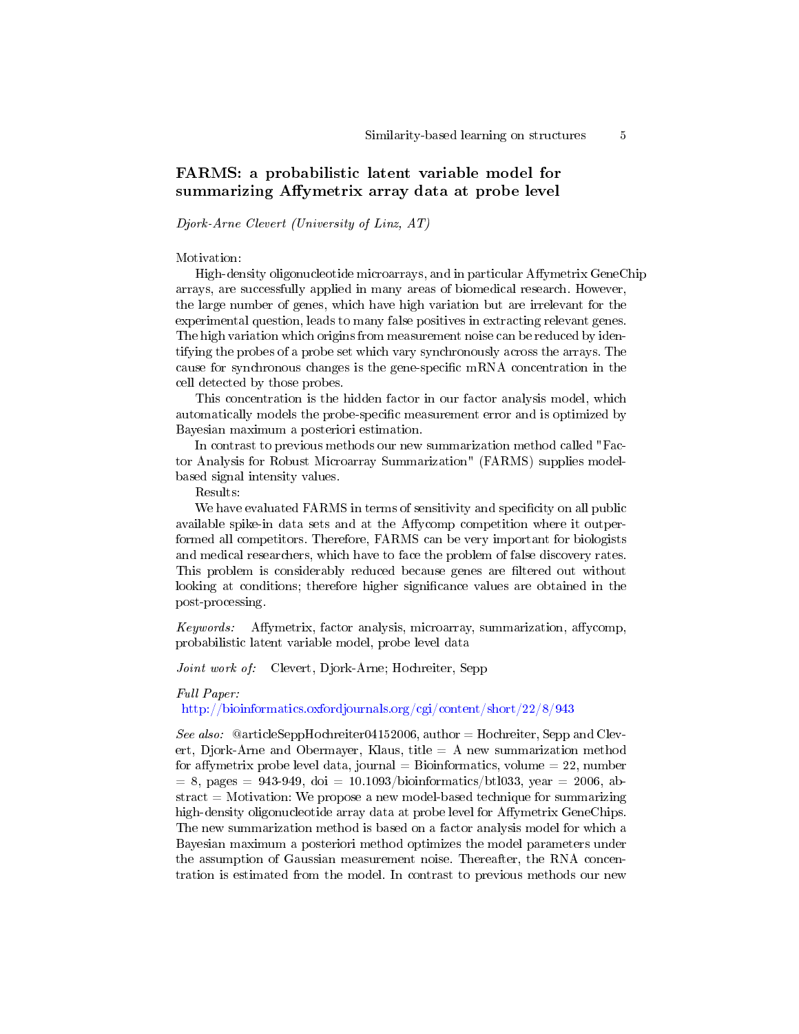## FARMS: a probabilistic latent variable model for summarizing Affymetrix array data at probe level

*Djork-Arne Clevert (University of Linz, AT)*

Motivation:

High-density oligonucleotide microarrays, and in particular Affymetrix GeneChip arrays, are successfully applied in many areas of biomedical research. However, the large number of genes, which have high variation but are irrelevant for the experimental question, leads to many false positives in extracting relevant genes. The high variation which origins from measurement noise can be reduced by identifying the probes of a probe set which vary synchronously across the arrays. The cause for synchronous changes is the gene-specific mRNA concentration in the cell detected by those probes.

This concentration is the hidden factor in our factor analysis model, which automatically models the probe-specific measurement error and is optimized by Bayesian maximum a posteriori estimation.

In contrast to previous methods our new summarization method called "Factor Analysis for Robust Microarray Summarization" (FARMS) supplies model-based signal intensity values.

Results:

We have evaluated FARMS in terms of sensitivity and specificity on all public available spike-in data sets and at the Affycomp competition where it outperformed all competitors. Therefore, FARMS can be very important for biologists and medical researchers, which have to face the problem of false discovery rates. This problem is considerably reduced because genes are filtered out without looking at conditions; therefore higher significance values are obtained in the post-processing.

*Keywords:* Affymetrix, factor analysis, microarray, summarization, affycomp, probabilistic latent variable model, probe level data

*Joint work of:* Clevert, Djork-Arne; Hochreiter, Sepp

*Full Paper:*
http://bioinformatics.oxfordjournals.org/cgi/content/short/22/8/943

*See also:* @articleSeppHochreiter04152006, author = Hochreiter, Sepp and Clevert, Djork-Arne and Obermayer, Klaus, title = A new summarization method for affymetrix probe level data, journal = Bioinformatics, volume = 22, number = 8, pages = 943-949, doi = 10.1093/bioinformatics/btl033, year = 2006, abstract = Motivation: We propose a new model-based technique for summarizing high-density oligonucleotide array data at probe level for Affymetrix GeneChips. The new summarization method is based on a factor analysis model for which a Bayesian maximum a posteriori method optimizes the model parameters under the assumption of Gaussian measurement noise. Thereafter, the RNA concentration is estimated from the model. In contrast to previous methods our new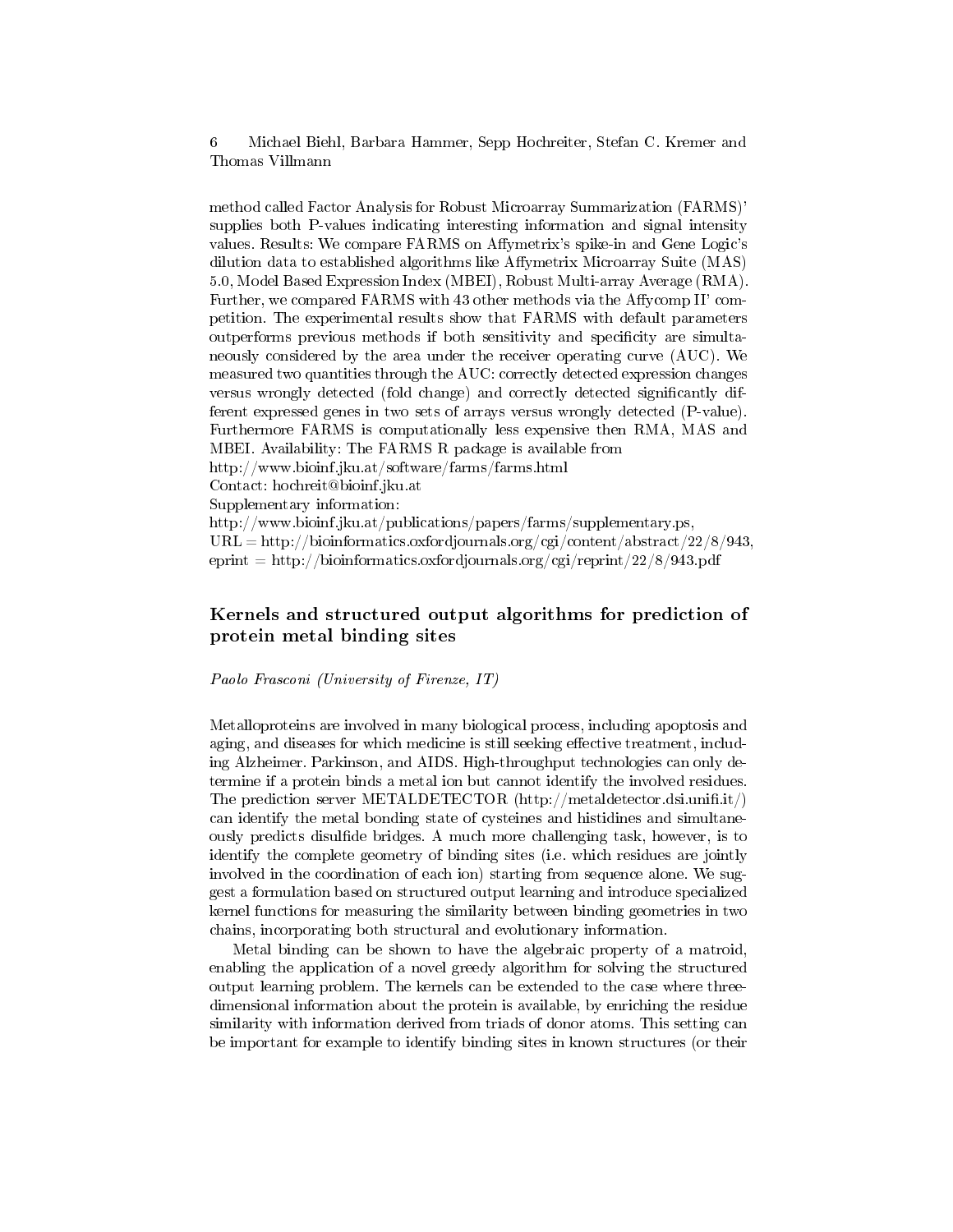method called Factor Analysis for Robust Microarray Summarization (FARMS)' supplies both P-values indicating interesting information and signal intensity values. Results: We compare FARMS on Affymetrix's spike-in and Gene Logic's dilution data to established algorithms like Affymetrix Microarray Suite (MAS) 5.0, Model Based Expression Index (MBEI), Robust Multi-array Average (RMA). Further, we compared FARMS with 43 other methods via the Affycomp II' competition. The experimental results show that FARMS with default parameters outperforms previous methods if both sensitivity and specificity are simultaneously considered by the area under the receiver operating curve (AUC). We measured two quantities through the AUC: correctly detected expression changes versus wrongly detected (fold change) and correctly detected significantly different expressed genes in two sets of arrays versus wrongly detected (P-value). Furthermore FARMS is computationally less expensive then RMA, MAS and MBEI. Availability: The FARMS R package is available from
http://www.bioinf.jku.at/software/farms/farms.html
Contact: hochreit@bioinf.jku.at
Supplementary information:
http://www.bioinf.jku.at/publications/papers/farms/supplementary.ps,
URL = http://bioinformatics.oxfordjournals.org/cgi/content/abstract/22/8/943,
eprint = http://bioinformatics.oxfordjournals.org/cgi/reprint/22/8/943.pdf

## Kernels and structured output algorithms for prediction of protein metal binding sites

*Paolo Frasconi (University of Firenze, IT)*

Metalloproteins are involved in many biological process, including apoptosis and aging, and diseases for which medicine is still seeking effective treatment, including Alzheimer. Parkinson, and AIDS. High-throughput technologies can only determine if a protein binds a metal ion but cannot identify the involved residues. The prediction server METALDETECTOR (http://metaldetector.dsi.unifi.it/) can identify the metal bonding state of cysteines and histidines and simultaneously predicts disulfide bridges. A much more challenging task, however, is to identify the complete geometry of binding sites (i.e. which residues are jointly involved in the coordination of each ion) starting from sequence alone. We suggest a formulation based on structured output learning and introduce specialized kernel functions for measuring the similarity between binding geometries in two chains, incorporating both structural and evolutionary information.

Metal binding can be shown to have the algebraic property of a matroid, enabling the application of a novel greedy algorithm for solving the structured output learning problem. The kernels can be extended to the case where three-dimensional information about the protein is available, by enriching the residue similarity with information derived from triads of donor atoms. This setting can be important for example to identify binding sites in known structures (or their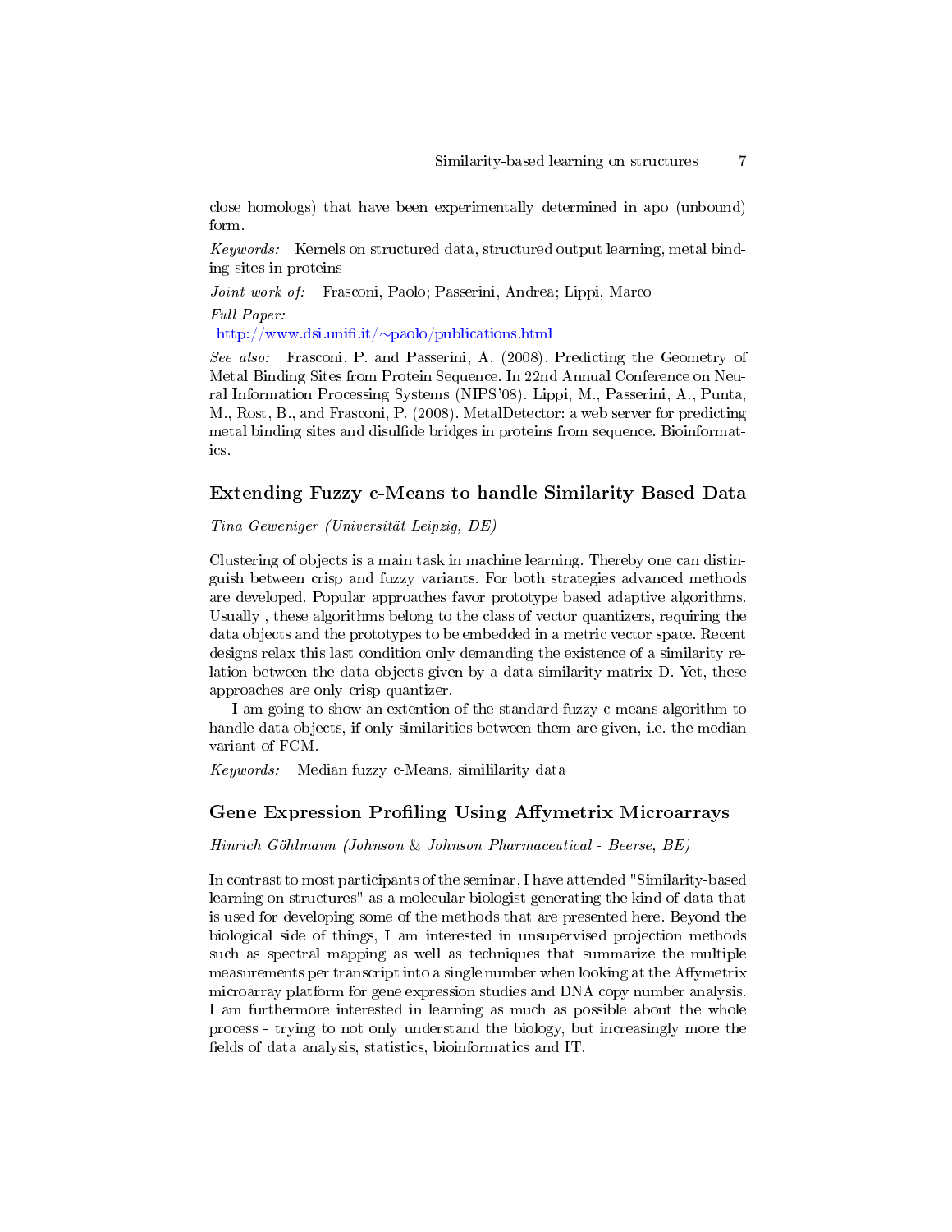close homologs) that have been experimentally determined in apo (unbound) form.

*Keywords:* Kernels on structured data, structured output learning, metal binding sites in proteins

*Joint work of:* Frasconi, Paolo; Passerini, Andrea; Lippi, Marco

*Full Paper:*
http://www.dsi.unifi.it/~paolo/publications.html

*See also:* Frasconi, P. and Passerini, A. (2008). Predicting the Geometry of Metal Binding Sites from Protein Sequence. In 22nd Annual Conference on Neural Information Processing Systems (NIPS'08). Lippi, M., Passerini, A., Punta, M., Rost, B., and Frasconi, P. (2008). MetalDetector: a web server for predicting metal binding sites and disulfide bridges in proteins from sequence. Bioinformatics.

## Extending Fuzzy c-Means to handle Similarity Based Data

*Tina Geweniger (Universität Leipzig, DE)*

Clustering of objects is a main task in machine learning. Thereby one can distinguish between crisp and fuzzy variants. For both strategies advanced methods are developed. Popular approaches favor prototype based adaptive algorithms. Usually , these algorithms belong to the class of vector quantizers, requiring the data objects and the prototypes to be embedded in a metric vector space. Recent designs relax this last condition only demanding the existence of a similarity relation between the data objects given by a data similarity matrix D. Yet, these approaches are only crisp quantizer.

I am going to show an extention of the standard fuzzy c-means algorithm to handle data objects, if only similarities between them are given, i.e. the median variant of FCM.

*Keywords:* Median fuzzy c-Means, simililarity data

## Gene Expression Profiling Using Affymetrix Microarrays

*Hinrich Göhlmann (Johnson & Johnson Pharmaceutical - Beerse, BE)*

In contrast to most participants of the seminar, I have attended "Similarity-based learning on structures" as a molecular biologist generating the kind of data that is used for developing some of the methods that are presented here. Beyond the biological side of things, I am interested in unsupervised projection methods such as spectral mapping as well as techniques that summarize the multiple measurements per transcript into a single number when looking at the Affymetrix microarray platform for gene expression studies and DNA copy number analysis. I am furthermore interested in learning as much as possible about the whole process - trying to not only understand the biology, but increasingly more the fields of data analysis, statistics, bioinformatics and IT.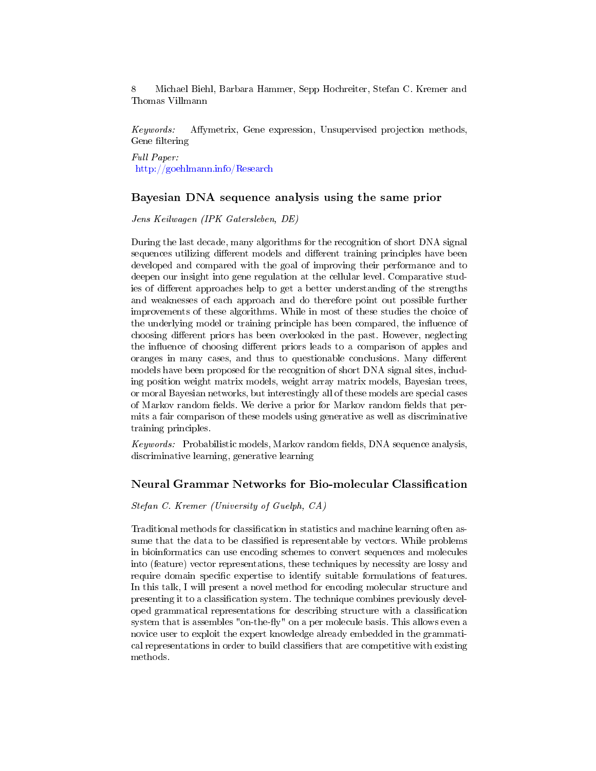*Keywords:* Affymetrix, Gene expression, Unsupervised projection methods, Gene filtering

*Full Paper:*
http://goehlmann.info/Research

## Bayesian DNA sequence analysis using the same prior

*Jens Keilwagen (IPK Gatersleben, DE)*

During the last decade, many algorithms for the recognition of short DNA signal sequences utilizing different models and different training principles have been developed and compared with the goal of improving their performance and to deepen our insight into gene regulation at the cellular level. Comparative studies of different approaches help to get a better understanding of the strengths and weaknesses of each approach and do therefore point out possible further improvements of these algorithms. While in most of these studies the choice of the underlying model or training principle has been compared, the influence of choosing different priors has been overlooked in the past. However, neglecting the influence of choosing different priors leads to a comparison of apples and oranges in many cases, and thus to questionable conclusions. Many different models have been proposed for the recognition of short DNA signal sites, including position weight matrix models, weight array matrix models, Bayesian trees, or moral Bayesian networks, but interestingly all of these models are special cases of Markov random fields. We derive a prior for Markov random fields that permits a fair comparison of these models using generative as well as discriminative training principles.

*Keywords:* Probabilistic models, Markov random fields, DNA sequence analysis, discriminative learning, generative learning

## Neural Grammar Networks for Bio-molecular Classification

*Stefan C. Kremer (University of Guelph, CA)*

Traditional methods for classification in statistics and machine learning often assume that the data to be classified is representable by vectors. While problems in bioinformatics can use encoding schemes to convert sequences and molecules into (feature) vector representations, these techniques by necessity are lossy and require domain specific expertise to identify suitable formulations of features. In this talk, I will present a novel method for encoding molecular structure and presenting it to a classification system. The technique combines previously developed grammatical representations for describing structure with a classification system that is assembles "on-the-fly" on a per molecule basis. This allows even a novice user to exploit the expert knowledge already embedded in the grammatical representations in order to build classifiers that are competitive with existing methods.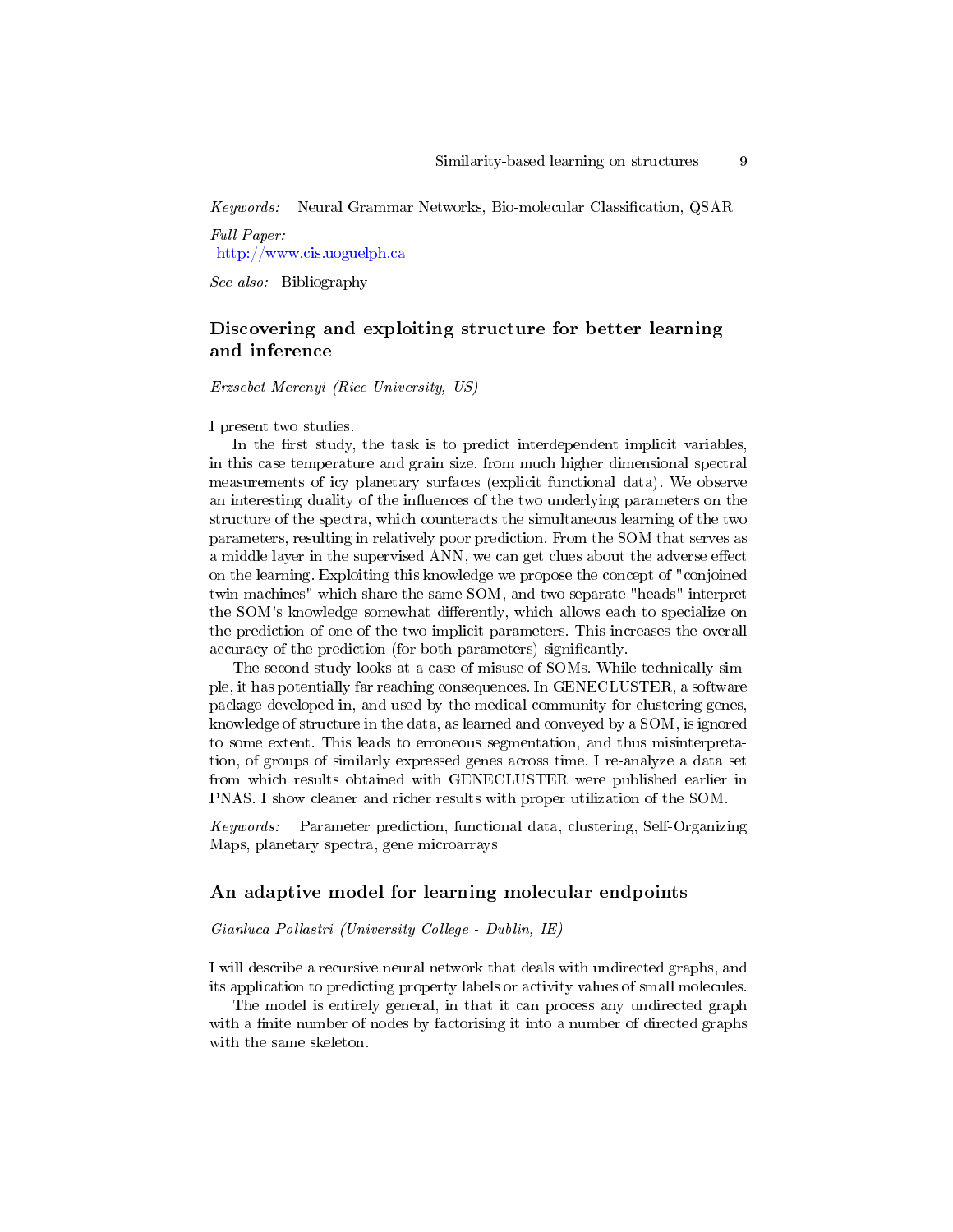*Keywords:* Neural Grammar Networks, Bio-molecular Classification, QSAR

*Full Paper:*
http://www.cis.uoguelph.ca

*See also:* Bibliography

## Discovering and exploiting structure for better learning and inference

*Erzsebet Merenyi (Rice University, US)*

I present two studies.

In the first study, the task is to predict interdependent implicit variables, in this case temperature and grain size, from much higher dimensional spectral measurements of icy planetary surfaces (explicit functional data). We observe an interesting duality of the influences of the two underlying parameters on the structure of the spectra, which counteracts the simultaneous learning of the two parameters, resulting in relatively poor prediction. From the SOM that serves as a middle layer in the supervised ANN, we can get clues about the adverse effect on the learning. Exploiting this knowledge we propose the concept of "conjoined twin machines" which share the same SOM, and two separate "heads" interpret the SOM's knowledge somewhat differently, which allows each to specialize on the prediction of one of the two implicit parameters. This increases the overall accuracy of the prediction (for both parameters) significantly.

The second study looks at a case of misuse of SOMs. While technically simple, it has potentially far reaching consequences. In GENECLUSTER, a software package developed in, and used by the medical community for clustering genes, knowledge of structure in the data, as learned and conveyed by a SOM, is ignored to some extent. This leads to erroneous segmentation, and thus misinterpretation, of groups of similarly expressed genes across time. I re-analyze a data set from which results obtained with GENECLUSTER were published earlier in PNAS. I show cleaner and richer results with proper utilization of the SOM.

*Keywords:* Parameter prediction, functional data, clustering, Self-Organizing Maps, planetary spectra, gene microarrays

## An adaptive model for learning molecular endpoints

*Gianluca Pollastri (University College - Dublin, IE)*

I will describe a recursive neural network that deals with undirected graphs, and its application to predicting property labels or activity values of small molecules.

The model is entirely general, in that it can process any undirected graph with a finite number of nodes by factorising it into a number of directed graphs with the same skeleton.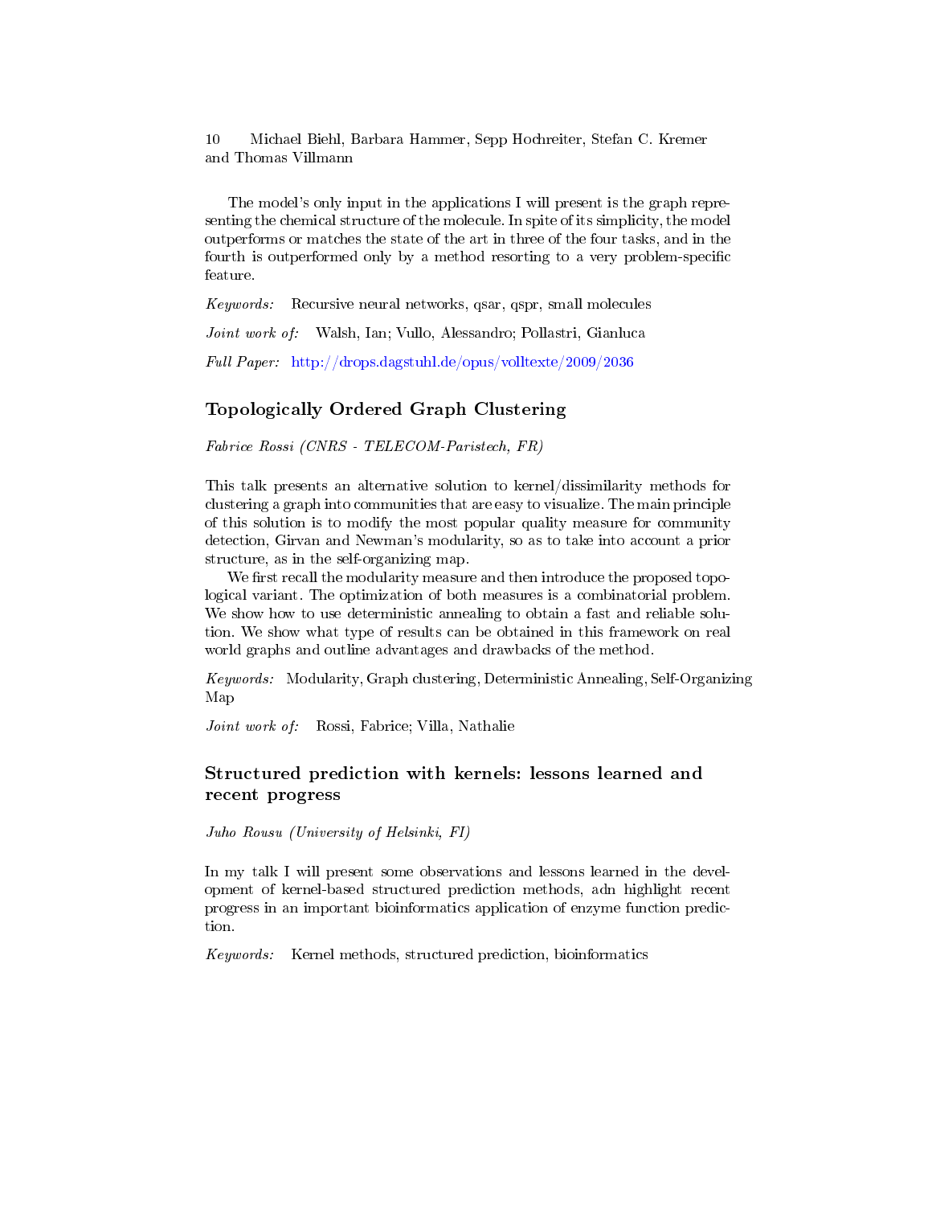The model's only input in the applications I will present is the graph representing the chemical structure of the molecule. In spite of its simplicity, the model outperforms or matches the state of the art in three of the four tasks, and in the fourth is outperformed only by a method resorting to a very problem-specific feature.

*Keywords:* Recursive neural networks, qsar, qspr, small molecules

*Joint work of:* Walsh, Ian; Vullo, Alessandro; Pollastri, Gianluca

*Full Paper:* http://drops.dagstuhl.de/opus/volltexte/2009/2036

## Topologically Ordered Graph Clustering

*Fabrice Rossi (CNRS - TELECOM-Paristech, FR)*

This talk presents an alternative solution to kernel/dissimilarity methods for clustering a graph into communities that are easy to visualize. The main principle of this solution is to modify the most popular quality measure for community detection, Girvan and Newman's modularity, so as to take into account a prior structure, as in the self-organizing map.

We first recall the modularity measure and then introduce the proposed topological variant. The optimization of both measures is a combinatorial problem. We show how to use deterministic annealing to obtain a fast and reliable solution. We show what type of results can be obtained in this framework on real world graphs and outline advantages and drawbacks of the method.

*Keywords:* Modularity, Graph clustering, Deterministic Annealing, Self-Organizing Map

*Joint work of:* Rossi, Fabrice; Villa, Nathalie

## Structured prediction with kernels: lessons learned and recent progress

*Juho Rousu (University of Helsinki, FI)*

In my talk I will present some observations and lessons learned in the development of kernel-based structured prediction methods, adn highlight recent progress in an important bioinformatics application of enzyme function prediction.

*Keywords:* Kernel methods, structured prediction, bioinformatics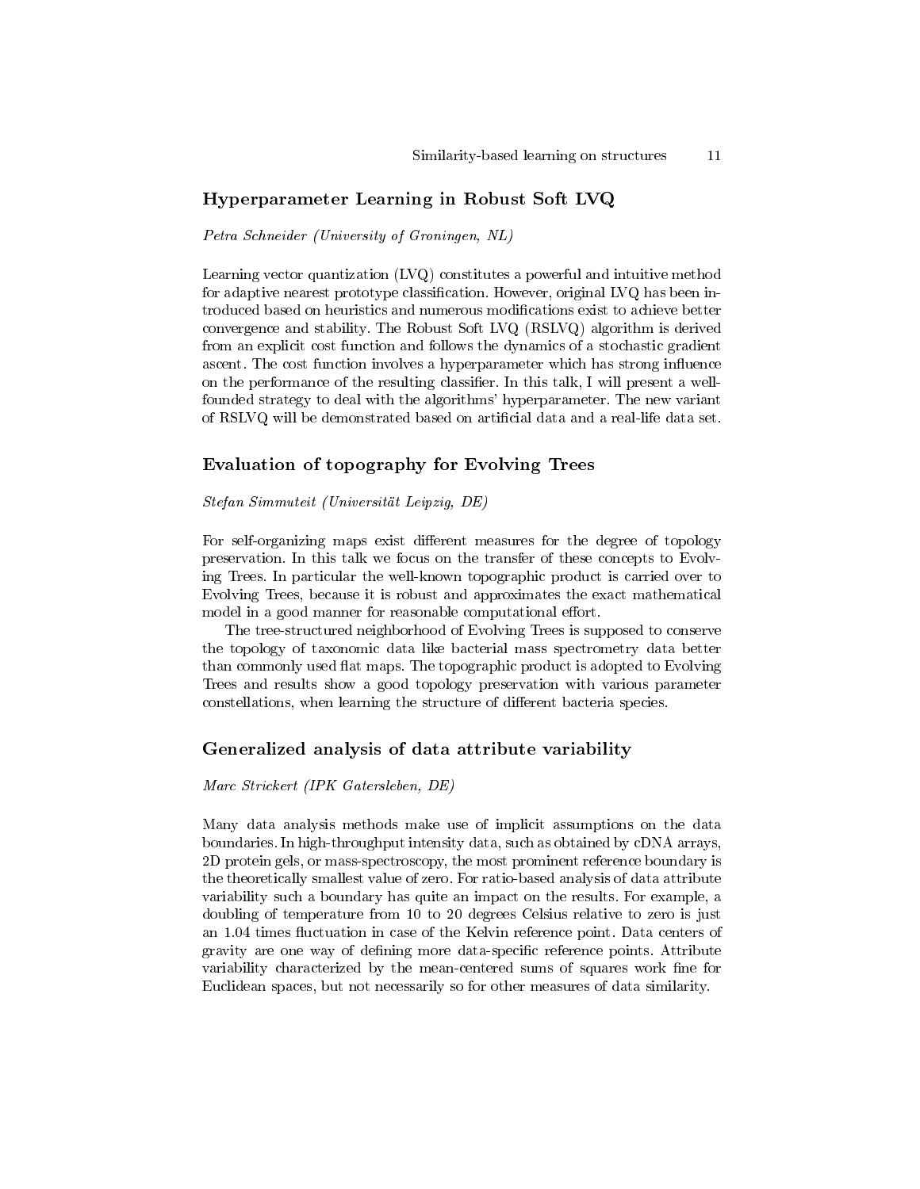## Hyperparameter Learning in Robust Soft LVQ

*Petra Schneider (University of Groningen, NL)*

Learning vector quantization (LVQ) constitutes a powerful and intuitive method for adaptive nearest prototype classification. However, original LVQ has been introduced based on heuristics and numerous modifications exist to achieve better convergence and stability. The Robust Soft LVQ (RSLVQ) algorithm is derived from an explicit cost function and follows the dynamics of a stochastic gradient ascent. The cost function involves a hyperparameter which has strong influence on the performance of the resulting classifier. In this talk, I will present a well-founded strategy to deal with the algorithms' hyperparameter. The new variant of RSLVQ will be demonstrated based on artificial data and a real-life data set.

## Evaluation of topography for Evolving Trees

*Stefan Simmuteit (Universität Leipzig, DE)*

For self-organizing maps exist different measures for the degree of topology preservation. In this talk we focus on the transfer of these concepts to Evolving Trees. In particular the well-known topographic product is carried over to Evolving Trees, because it is robust and approximates the exact mathematical model in a good manner for reasonable computational effort.

The tree-structured neighborhood of Evolving Trees is supposed to conserve the topology of taxonomic data like bacterial mass spectrometry data better than commonly used flat maps. The topographic product is adopted to Evolving Trees and results show a good topology preservation with various parameter constellations, when learning the structure of different bacteria species.

## Generalized analysis of data attribute variability

*Marc Strickert (IPK Gatersleben, DE)*

Many data analysis methods make use of implicit assumptions on the data boundaries. In high-throughput intensity data, such as obtained by cDNA arrays, 2D protein gels, or mass-spectroscopy, the most prominent reference boundary is the theoretically smallest value of zero. For ratio-based analysis of data attribute variability such a boundary has quite an impact on the results. For example, a doubling of temperature from 10 to 20 degrees Celsius relative to zero is just an 1.04 times fluctuation in case of the Kelvin reference point. Data centers of gravity are one way of defining more data-specific reference points. Attribute variability characterized by the mean-centered sums of squares work fine for Euclidean spaces, but not necessarily so for other measures of data similarity.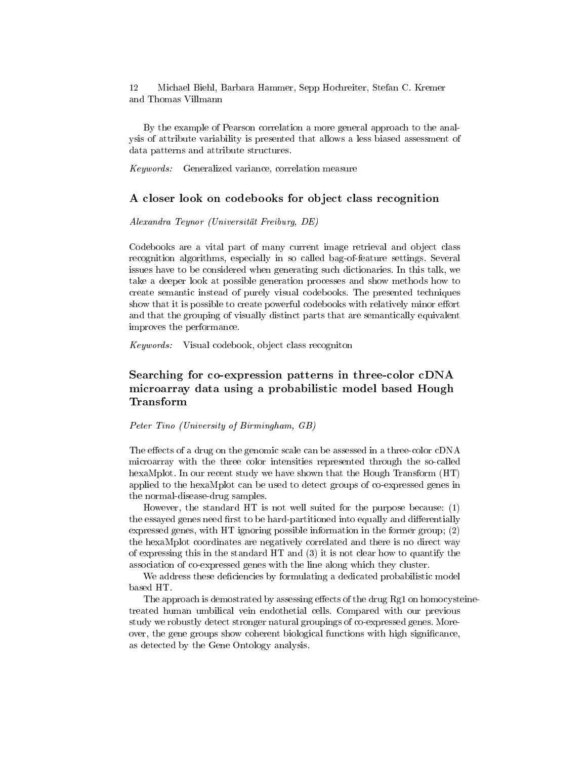By the example of Pearson correlation a more general approach to the analysis of attribute variability is presented that allows a less biased assessment of data patterns and attribute structures.

*Keywords:* Generalized variance, correlation measure

## A closer look on codebooks for object class recognition

*Alexandra Teynor (Universität Freiburg, DE)*

Codebooks are a vital part of many current image retrieval and object class recognition algorithms, especially in so called bag-of-feature settings. Several issues have to be considered when generating such dictionaries. In this talk, we take a deeper look at possible generation processes and show methods how to create semantic instead of purely visual codebooks. The presented techniques show that it is possible to create powerful codebooks with relatively minor effort and that the grouping of visually distinct parts that are semantically equivalent improves the performance.

*Keywords:* Visual codebook, object class recogniton

## Searching for co-expression patterns in three-color cDNA microarray data using a probabilistic model based Hough Transform

*Peter Tino (University of Birmingham, GB)*

The effects of a drug on the genomic scale can be assessed in a three-color cDNA microarray with the three color intensities represented through the so-called hexaMplot. In our recent study we have shown that the Hough Transform (HT) applied to the hexaMplot can be used to detect groups of co-expressed genes in the normal-disease-drug samples.

However, the standard HT is not well suited for the purpose because: (1) the essayed genes need first to be hard-partitioned into equally and differentially expressed genes, with HT ignoring possible information in the former group; (2) the hexaMplot coordinates are negatively correlated and there is no direct way of expressing this in the standard HT and (3) it is not clear how to quantify the association of co-expressed genes with the line along which they cluster.

We address these deficiencies by formulating a dedicated probabilistic model based HT.

The approach is demostrated by assessing effects of the drug Rg1 on homocysteine-treated human umbilical vein endothelial cells. Compared with our previous study we robustly detect stronger natural groupings of co-expressed genes. Moreover, the gene groups show coherent biological functions with high significance, as detected by the Gene Ontology analysis.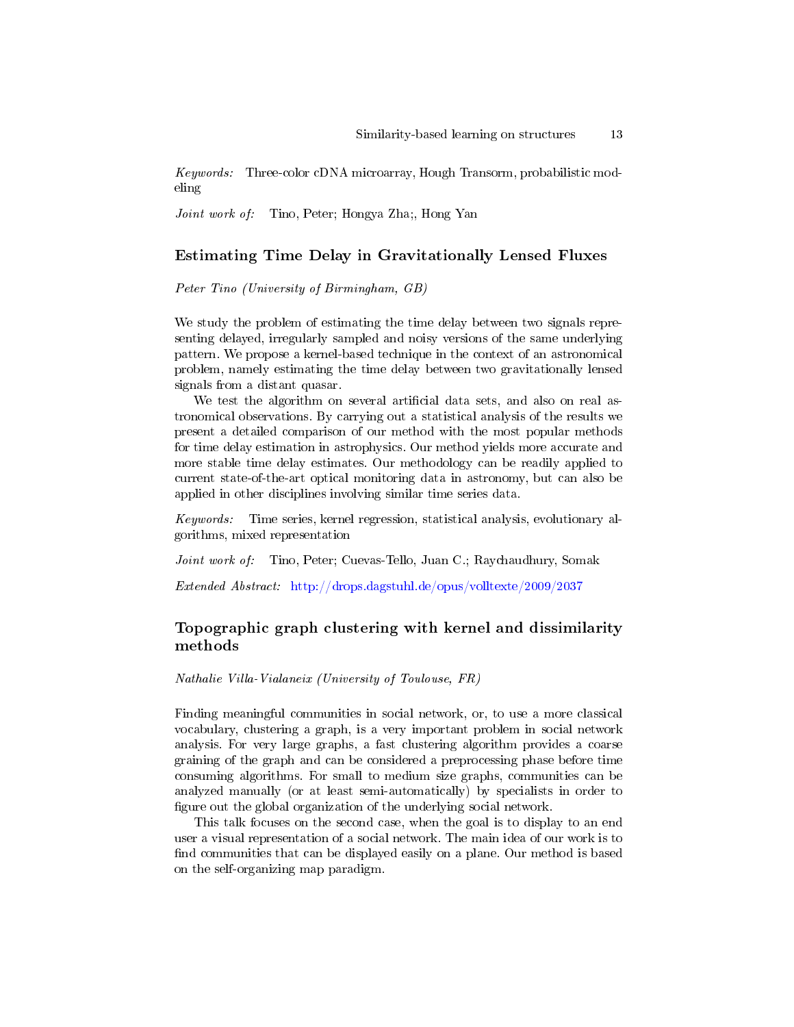*Keywords:* Three-color cDNA microarray, Hough Transorm, probabilistic modeling

*Joint work of:* Tino, Peter; Hongya Zha;, Hong Yan

### Estimating Time Delay in Gravitationally Lensed Fluxes

*Peter Tino (University of Birmingham, GB)*

We study the problem of estimating the time delay between two signals representing delayed, irregularly sampled and noisy versions of the same underlying pattern. We propose a kernel-based technique in the context of an astronomical problem, namely estimating the time delay between two gravitationally lensed signals from a distant quasar.

We test the algorithm on several artificial data sets, and also on real astronomical observations. By carrying out a statistical analysis of the results we present a detailed comparison of our method with the most popular methods for time delay estimation in astrophysics. Our method yields more accurate and more stable time delay estimates. Our methodology can be readily applied to current state-of-the-art optical monitoring data in astronomy, but can also be applied in other disciplines involving similar time series data.

*Keywords:* Time series, kernel regression, statistical analysis, evolutionary algorithms, mixed representation

*Joint work of:* Tino, Peter; Cuevas-Tello, Juan C.; Raychaudhury, Somak

*Extended Abstract:* http://drops.dagstuhl.de/opus/volltexte/2009/2037

### Topographic graph clustering with kernel and dissimilarity methods

*Nathalie Villa-Vialaneix (University of Toulouse, FR)*

Finding meaningful communities in social network, or, to use a more classical vocabulary, clustering a graph, is a very important problem in social network analysis. For very large graphs, a fast clustering algorithm provides a coarse graining of the graph and can be considered a preprocessing phase before time consuming algorithms. For small to medium size graphs, communities can be analyzed manually (or at least semi-automatically) by specialists in order to figure out the global organization of the underlying social network.

This talk focuses on the second case, when the goal is to display to an end user a visual representation of a social network. The main idea of our work is to find communities that can be displayed easily on a plane. Our method is based on the self-organizing map paradigm.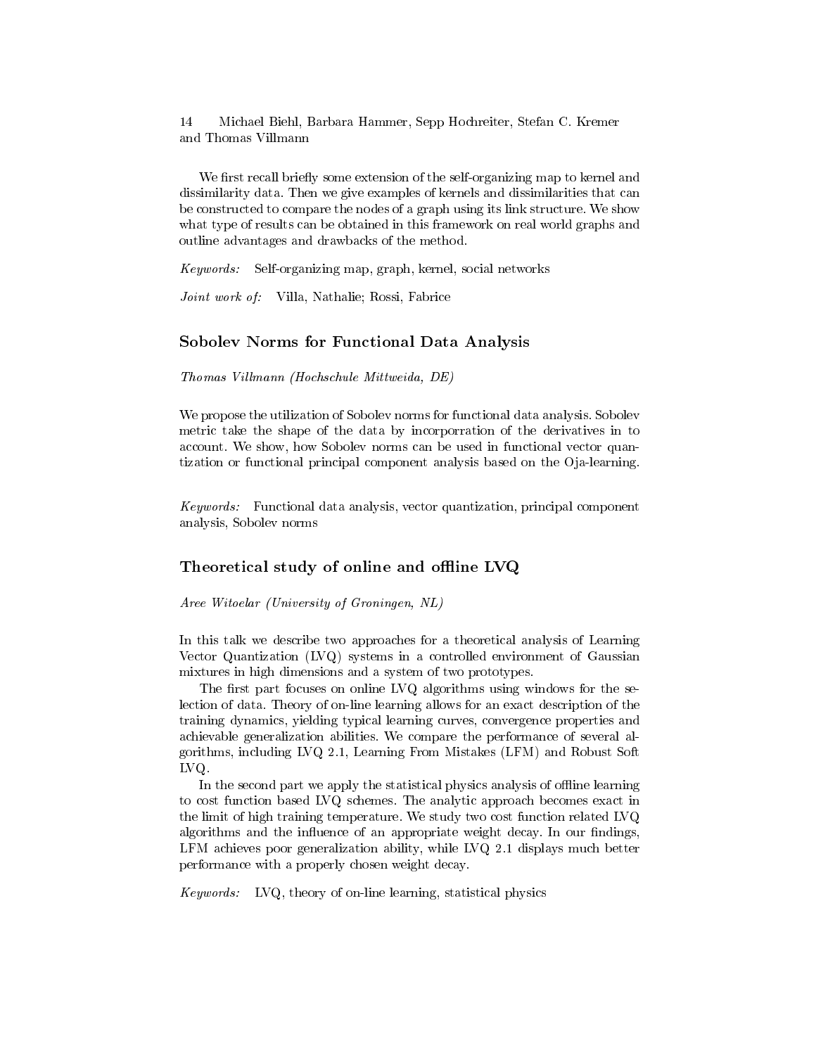We first recall briefly some extension of the self-organizing map to kernel and dissimilarity data. Then we give examples of kernels and dissimilarities that can be constructed to compare the nodes of a graph using its link structure. We show what type of results can be obtained in this framework on real world graphs and outline advantages and drawbacks of the method.

*Keywords:* Self-organizing map, graph, kernel, social networks

*Joint work of:* Villa, Nathalie; Rossi, Fabrice

## Sobolev Norms for Functional Data Analysis

*Thomas Villmann (Hochschule Mittweida, DE)*

We propose the utilization of Sobolev norms for functional data analysis. Sobolev metric take the shape of the data by incorporration of the derivatives in to account. We show, how Sobolev norms can be used in functional vector quantization or functional principal component analysis based on the Oja-learning.

*Keywords:* Functional data analysis, vector quantization, principal component analysis, Sobolev norms

## Theoretical study of online and offline LVQ

*Aree Witoelar (University of Groningen, NL)*

In this talk we describe two approaches for a theoretical analysis of Learning Vector Quantization (LVQ) systems in a controlled environment of Gaussian mixtures in high dimensions and a system of two prototypes.

The first part focuses on online LVQ algorithms using windows for the selection of data. Theory of on-line learning allows for an exact description of the training dynamics, yielding typical learning curves, convergence properties and achievable generalization abilities. We compare the performance of several algorithms, including LVQ 2.1, Learning From Mistakes (LFM) and Robust Soft LVQ.

In the second part we apply the statistical physics analysis of offline learning to cost function based LVQ schemes. The analytic approach becomes exact in the limit of high training temperature. We study two cost function related LVQ algorithms and the influence of an appropriate weight decay. In our findings, LFM achieves poor generalization ability, while LVQ 2.1 displays much better performance with a properly chosen weight decay.

*Keywords:* LVQ, theory of on-line learning, statistical physics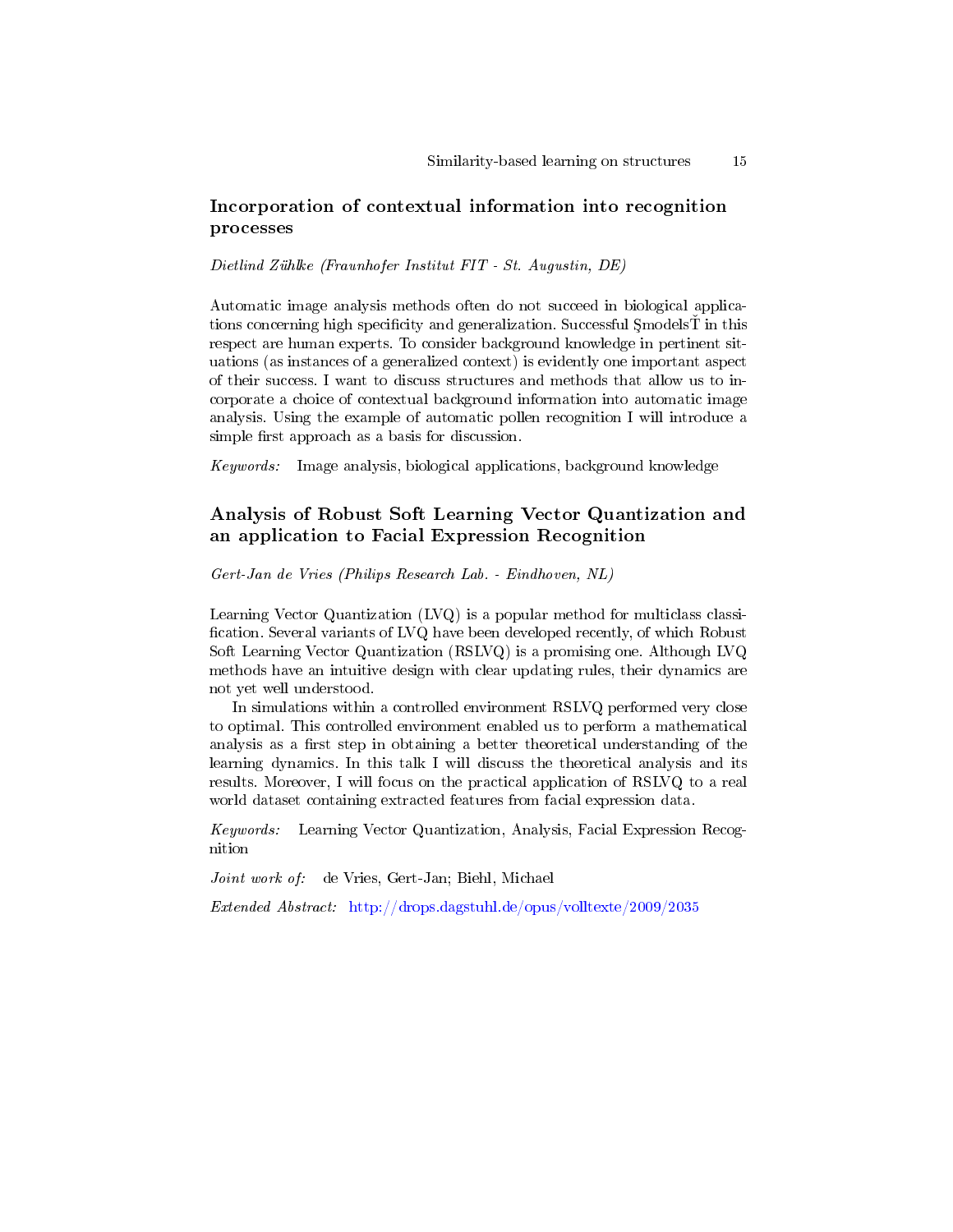## Incorporation of contextual information into recognition processes

*Dietlind Zühlke (Fraunhofer Institut FIT - St. Augustin, DE)*

Automatic image analysis methods often do not succeed in biological applications concerning high specificity and generalization. Successful ŞmodelsŤ in this respect are human experts. To consider background knowledge in pertinent situations (as instances of a generalized context) is evidently one important aspect of their success. I want to discuss structures and methods that allow us to incorporate a choice of contextual background information into automatic image analysis. Using the example of automatic pollen recognition I will introduce a simple first approach as a basis for discussion.

*Keywords:* Image analysis, biological applications, background knowledge

## Analysis of Robust Soft Learning Vector Quantization and an application to Facial Expression Recognition

*Gert-Jan de Vries (Philips Research Lab. - Eindhoven, NL)*

Learning Vector Quantization (LVQ) is a popular method for multiclass classification. Several variants of LVQ have been developed recently, of which Robust Soft Learning Vector Quantization (RSLVQ) is a promising one. Although LVQ methods have an intuitive design with clear updating rules, their dynamics are not yet well understood.

In simulations within a controlled environment RSLVQ performed very close to optimal. This controlled environment enabled us to perform a mathematical analysis as a first step in obtaining a better theoretical understanding of the learning dynamics. In this talk I will discuss the theoretical analysis and its results. Moreover, I will focus on the practical application of RSLVQ to a real world dataset containing extracted features from facial expression data.

*Keywords:* Learning Vector Quantization, Analysis, Facial Expression Recognition

*Joint work of:* de Vries, Gert-Jan; Biehl, Michael

*Extended Abstract:* http://drops.dagstuhl.de/opus/volltexte/2009/2035